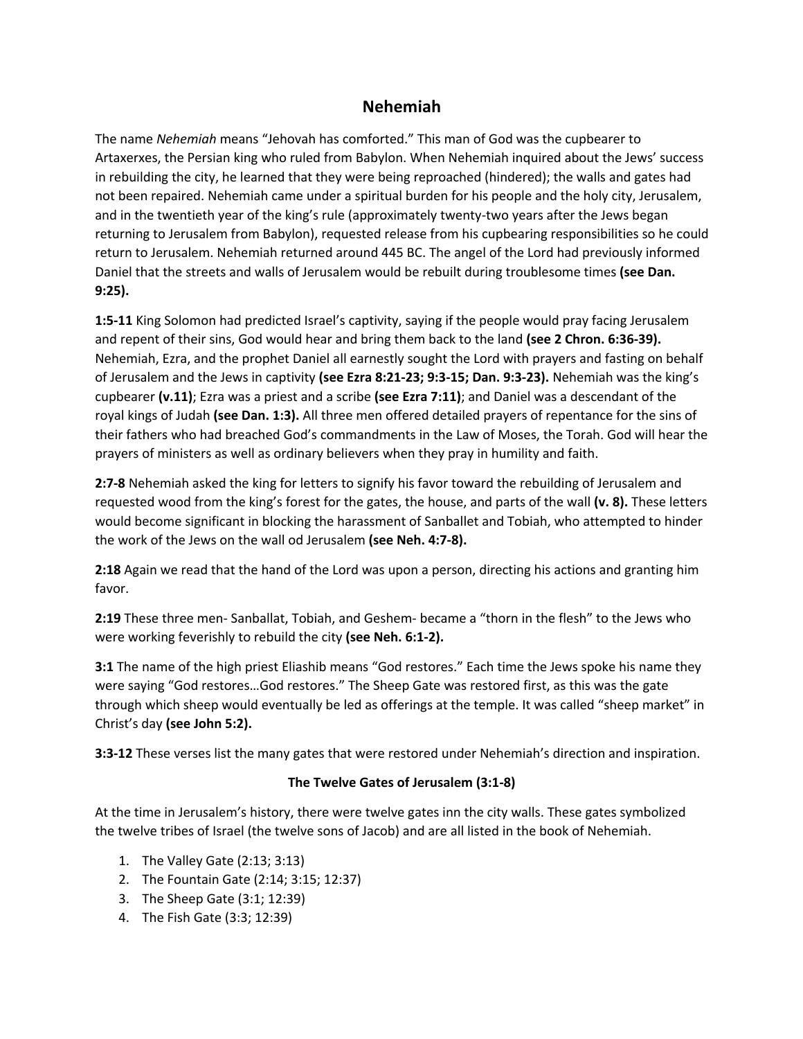# Nehemiah

The name *Nehemiah* means "Jehovah has comforted." This man of God was the cupbearer to Artaxerxes, the Persian king who ruled from Babylon. When Nehemiah inquired about the Jews' success in rebuilding the city, he learned that they were being reproached (hindered); the walls and gates had not been repaired. Nehemiah came under a spiritual burden for his people and the holy city, Jerusalem, and in the twentieth year of the king's rule (approximately twenty-two years after the Jews began returning to Jerusalem from Babylon), requested release from his cupbearing responsibilities so he could return to Jerusalem. Nehemiah returned around 445 BC. The angel of the Lord had previously informed Daniel that the streets and walls of Jerusalem would be rebuilt during troublesome times **(see Dan. 9:25).**

**1:5-11** King Solomon had predicted Israel's captivity, saying if the people would pray facing Jerusalem and repent of their sins, God would hear and bring them back to the land **(see 2 Chron. 6:36-39).** Nehemiah, Ezra, and the prophet Daniel all earnestly sought the Lord with prayers and fasting on behalf of Jerusalem and the Jews in captivity **(see Ezra 8:21-23; 9:3-15; Dan. 9:3-23).** Nehemiah was the king's cupbearer **(v.11)**; Ezra was a priest and a scribe **(see Ezra 7:11)**; and Daniel was a descendant of the royal kings of Judah **(see Dan. 1:3).** All three men offered detailed prayers of repentance for the sins of their fathers who had breached God's commandments in the Law of Moses, the Torah. God will hear the prayers of ministers as well as ordinary believers when they pray in humility and faith.

**2:7-8** Nehemiah asked the king for letters to signify his favor toward the rebuilding of Jerusalem and requested wood from the king's forest for the gates, the house, and parts of the wall **(v. 8).** These letters would become significant in blocking the harassment of Sanballet and Tobiah, who attempted to hinder the work of the Jews on the wall od Jerusalem **(see Neh. 4:7-8).**

**2:18** Again we read that the hand of the Lord was upon a person, directing his actions and granting him favor.

**2:19** These three men- Sanballat, Tobiah, and Geshem- became a "thorn in the flesh" to the Jews who were working feverishly to rebuild the city **(see Neh. 6:1-2).**

**3:1** The name of the high priest Eliashib means "God restores." Each time the Jews spoke his name they were saying "God restores…God restores." The Sheep Gate was restored first, as this was the gate through which sheep would eventually be led as offerings at the temple. It was called "sheep market" in Christ's day **(see John 5:2).**

**3:3-12** These verses list the many gates that were restored under Nehemiah's direction and inspiration.

**The Twelve Gates of Jerusalem (3:1-8)**

At the time in Jerusalem's history, there were twelve gates inn the city walls. These gates symbolized the twelve tribes of Israel (the twelve sons of Jacob) and are all listed in the book of Nehemiah.

1. The Valley Gate (2:13; 3:13)
2. The Fountain Gate (2:14; 3:15; 12:37)
3. The Sheep Gate (3:1; 12:39)
4. The Fish Gate (3:3; 12:39)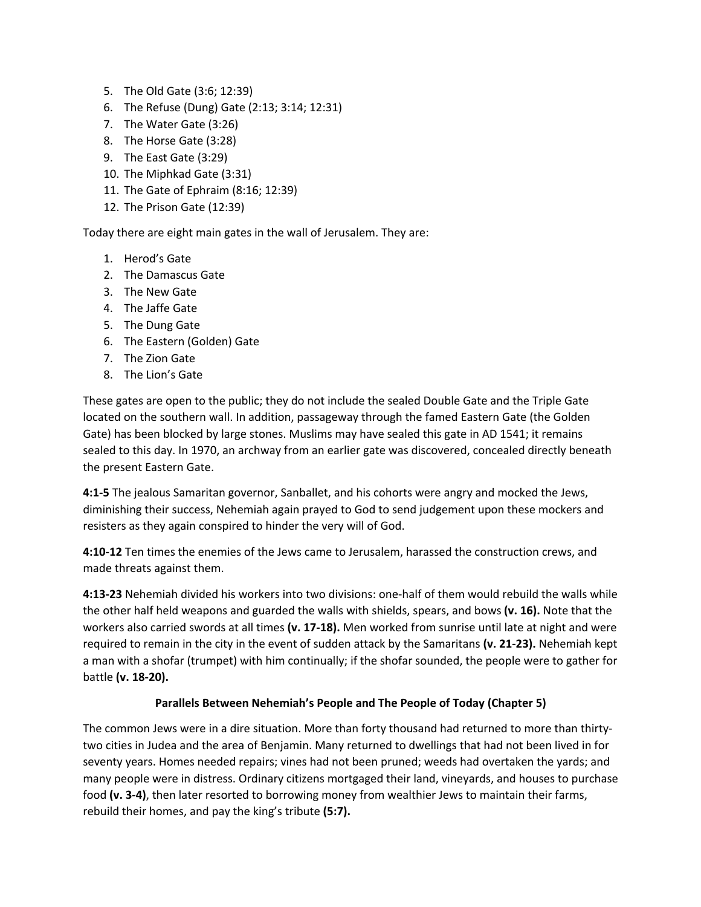5. The Old Gate (3:6; 12:39)
6. The Refuse (Dung) Gate (2:13; 3:14; 12:31)
7. The Water Gate (3:26)
8. The Horse Gate (3:28)
9. The East Gate (3:29)
10. The Miphkad Gate (3:31)
11. The Gate of Ephraim (8:16; 12:39)
12. The Prison Gate (12:39)

Today there are eight main gates in the wall of Jerusalem. They are:

1. Herod's Gate
2. The Damascus Gate
3. The New Gate
4. The Jaffe Gate
5. The Dung Gate
6. The Eastern (Golden) Gate
7. The Zion Gate
8. The Lion's Gate

These gates are open to the public; they do not include the sealed Double Gate and the Triple Gate located on the southern wall. In addition, passageway through the famed Eastern Gate (the Golden Gate) has been blocked by large stones. Muslims may have sealed this gate in AD 1541; it remains sealed to this day. In 1970, an archway from an earlier gate was discovered, concealed directly beneath the present Eastern Gate.

**4:1-5** The jealous Samaritan governor, Sanballet, and his cohorts were angry and mocked the Jews, diminishing their success, Nehemiah again prayed to God to send judgement upon these mockers and resisters as they again conspired to hinder the very will of God.

**4:10-12** Ten times the enemies of the Jews came to Jerusalem, harassed the construction crews, and made threats against them.

**4:13-23** Nehemiah divided his workers into two divisions: one-half of them would rebuild the walls while the other half held weapons and guarded the walls with shields, spears, and bows **(v. 16).** Note that the workers also carried swords at all times **(v. 17-18).** Men worked from sunrise until late at night and were required to remain in the city in the event of sudden attack by the Samaritans **(v. 21-23).** Nehemiah kept a man with a shofar (trumpet) with him continually; if the shofar sounded, the people were to gather for battle **(v. 18-20).**

**Parallels Between Nehemiah's People and The People of Today (Chapter 5)**

The common Jews were in a dire situation. More than forty thousand had returned to more than thirty-two cities in Judea and the area of Benjamin. Many returned to dwellings that had not been lived in for seventy years. Homes needed repairs; vines had not been pruned; weeds had overtaken the yards; and many people were in distress. Ordinary citizens mortgaged their land, vineyards, and houses to purchase food **(v. 3-4)**, then later resorted to borrowing money from wealthier Jews to maintain their farms, rebuild their homes, and pay the king's tribute **(5:7).**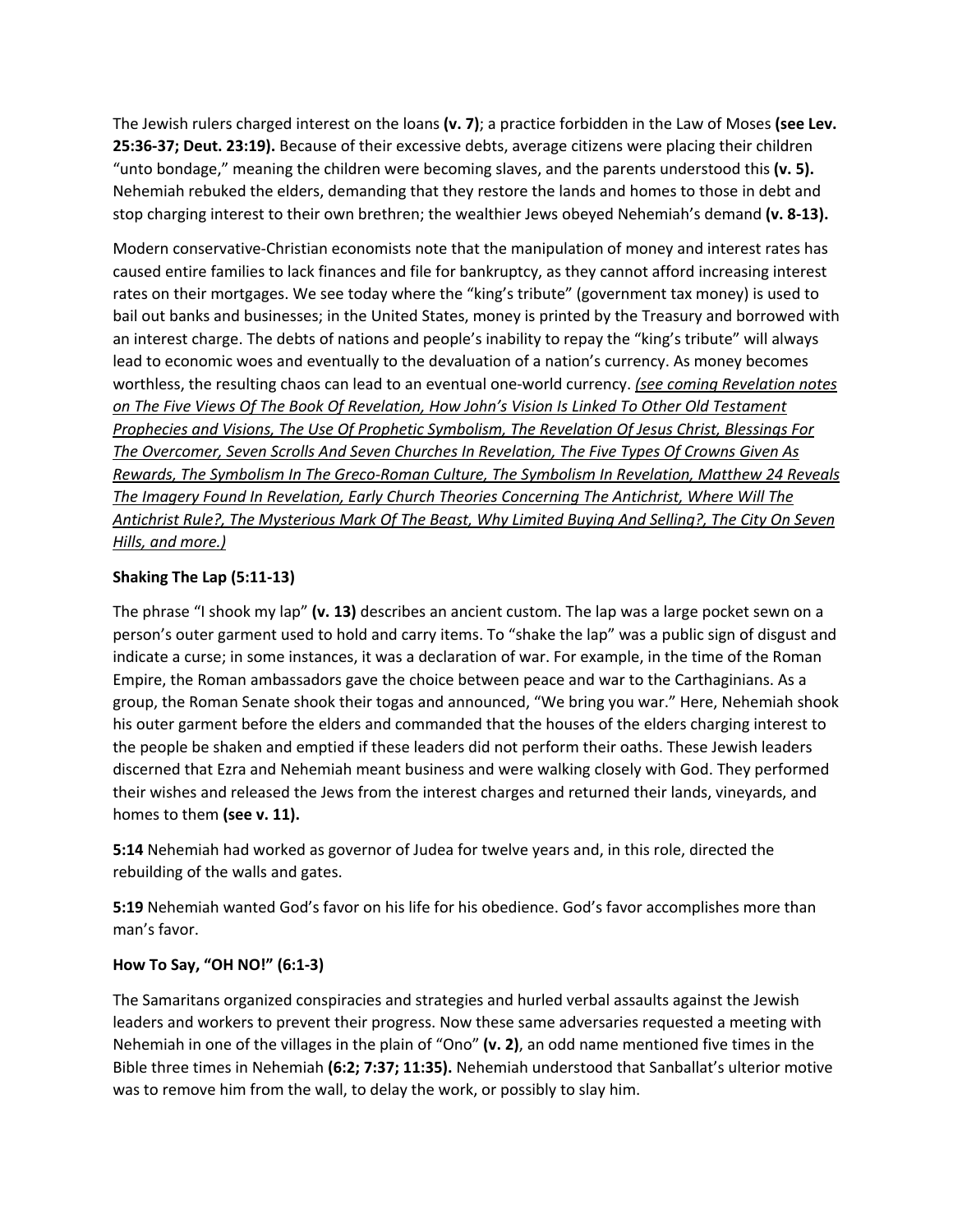The Jewish rulers charged interest on the loans **(v. 7)**; a practice forbidden in the Law of Moses **(see Lev. 25:36-37; Deut. 23:19).** Because of their excessive debts, average citizens were placing their children "unto bondage," meaning the children were becoming slaves, and the parents understood this **(v. 5).** Nehemiah rebuked the elders, demanding that they restore the lands and homes to those in debt and stop charging interest to their own brethren; the wealthier Jews obeyed Nehemiah's demand **(v. 8-13).**

Modern conservative-Christian economists note that the manipulation of money and interest rates has caused entire families to lack finances and file for bankruptcy, as they cannot afford increasing interest rates on their mortgages. We see today where the "king's tribute" (government tax money) is used to bail out banks and businesses; in the United States, money is printed by the Treasury and borrowed with an interest charge. The debts of nations and people's inability to repay the "king's tribute" will always lead to economic woes and eventually to the devaluation of a nation's currency. As money becomes worthless, the resulting chaos can lead to an eventual one-world currency. *(see coming Revelation notes on The Five Views Of The Book Of Revelation, How John's Vision Is Linked To Other Old Testament Prophecies and Visions, The Use Of Prophetic Symbolism, The Revelation Of Jesus Christ, Blessings For The Overcomer, Seven Scrolls And Seven Churches In Revelation, The Five Types Of Crowns Given As Rewards, The Symbolism In The Greco-Roman Culture, The Symbolism In Revelation, Matthew 24 Reveals The Imagery Found In Revelation, Early Church Theories Concerning The Antichrist, Where Will The Antichrist Rule?, The Mysterious Mark Of The Beast, Why Limited Buying And Selling?, The City On Seven Hills, and more.)*

### Shaking The Lap (5:11-13)

The phrase "I shook my lap" **(v. 13)** describes an ancient custom. The lap was a large pocket sewn on a person's outer garment used to hold and carry items. To "shake the lap" was a public sign of disgust and indicate a curse; in some instances, it was a declaration of war. For example, in the time of the Roman Empire, the Roman ambassadors gave the choice between peace and war to the Carthaginians. As a group, the Roman Senate shook their togas and announced, "We bring you war." Here, Nehemiah shook his outer garment before the elders and commanded that the houses of the elders charging interest to the people be shaken and emptied if these leaders did not perform their oaths. These Jewish leaders discerned that Ezra and Nehemiah meant business and were walking closely with God. They performed their wishes and released the Jews from the interest charges and returned their lands, vineyards, and homes to them **(see v. 11).**

**5:14** Nehemiah had worked as governor of Judea for twelve years and, in this role, directed the rebuilding of the walls and gates.

**5:19** Nehemiah wanted God's favor on his life for his obedience. God's favor accomplishes more than man's favor.

### How To Say, "OH NO!" (6:1-3)

The Samaritans organized conspiracies and strategies and hurled verbal assaults against the Jewish leaders and workers to prevent their progress. Now these same adversaries requested a meeting with Nehemiah in one of the villages in the plain of "Ono" **(v. 2)**, an odd name mentioned five times in the Bible three times in Nehemiah **(6:2; 7:37; 11:35).** Nehemiah understood that Sanballat's ulterior motive was to remove him from the wall, to delay the work, or possibly to slay him.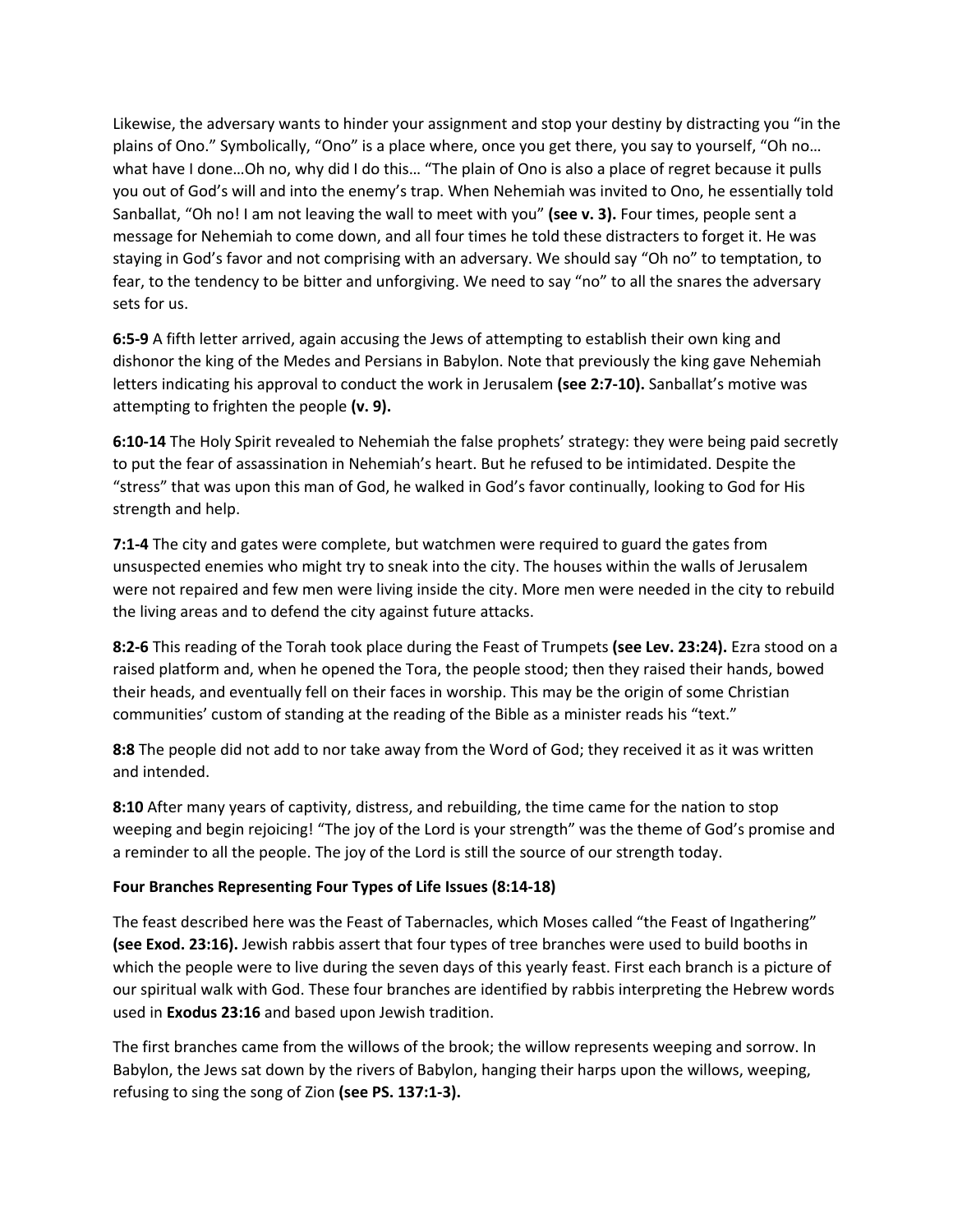Likewise, the adversary wants to hinder your assignment and stop your destiny by distracting you "in the plains of Ono." Symbolically, "Ono" is a place where, once you get there, you say to yourself, "Oh no… what have I done…Oh no, why did I do this… "The plain of Ono is also a place of regret because it pulls you out of God's will and into the enemy's trap. When Nehemiah was invited to Ono, he essentially told Sanballat, "Oh no! I am not leaving the wall to meet with you" **(see v. 3).** Four times, people sent a message for Nehemiah to come down, and all four times he told these distracters to forget it. He was staying in God's favor and not comprising with an adversary. We should say "Oh no" to temptation, to fear, to the tendency to be bitter and unforgiving. We need to say "no" to all the snares the adversary sets for us.

**6:5-9** A fifth letter arrived, again accusing the Jews of attempting to establish their own king and dishonor the king of the Medes and Persians in Babylon. Note that previously the king gave Nehemiah letters indicating his approval to conduct the work in Jerusalem **(see 2:7-10).** Sanballat's motive was attempting to frighten the people **(v. 9).**

**6:10-14** The Holy Spirit revealed to Nehemiah the false prophets' strategy: they were being paid secretly to put the fear of assassination in Nehemiah's heart. But he refused to be intimidated. Despite the "stress" that was upon this man of God, he walked in God's favor continually, looking to God for His strength and help.

**7:1-4** The city and gates were complete, but watchmen were required to guard the gates from unsuspected enemies who might try to sneak into the city. The houses within the walls of Jerusalem were not repaired and few men were living inside the city. More men were needed in the city to rebuild the living areas and to defend the city against future attacks.

**8:2-6** This reading of the Torah took place during the Feast of Trumpets **(see Lev. 23:24).** Ezra stood on a raised platform and, when he opened the Tora, the people stood; then they raised their hands, bowed their heads, and eventually fell on their faces in worship. This may be the origin of some Christian communities' custom of standing at the reading of the Bible as a minister reads his "text."

**8:8** The people did not add to nor take away from the Word of God; they received it as it was written and intended.

**8:10** After many years of captivity, distress, and rebuilding, the time came for the nation to stop weeping and begin rejoicing! "The joy of the Lord is your strength" was the theme of God's promise and a reminder to all the people. The joy of the Lord is still the source of our strength today.

**Four Branches Representing Four Types of Life Issues (8:14-18)**

The feast described here was the Feast of Tabernacles, which Moses called "the Feast of Ingathering" **(see Exod. 23:16).** Jewish rabbis assert that four types of tree branches were used to build booths in which the people were to live during the seven days of this yearly feast. First each branch is a picture of our spiritual walk with God. These four branches are identified by rabbis interpreting the Hebrew words used in **Exodus 23:16** and based upon Jewish tradition.

The first branches came from the willows of the brook; the willow represents weeping and sorrow. In Babylon, the Jews sat down by the rivers of Babylon, hanging their harps upon the willows, weeping, refusing to sing the song of Zion **(see PS. 137:1-3).**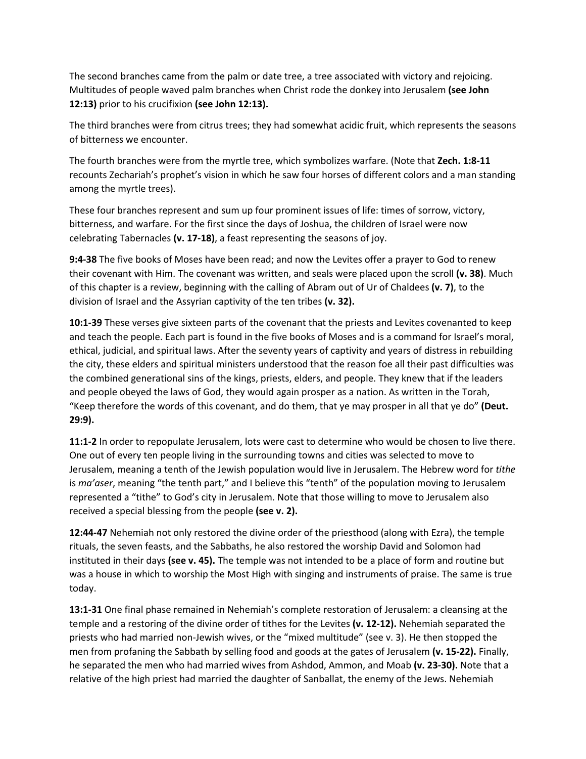The second branches came from the palm or date tree, a tree associated with victory and rejoicing. Multitudes of people waved palm branches when Christ rode the donkey into Jerusalem **(see John 12:13)** prior to his crucifixion **(see John 12:13).**

The third branches were from citrus trees; they had somewhat acidic fruit, which represents the seasons of bitterness we encounter.

The fourth branches were from the myrtle tree, which symbolizes warfare. (Note that **Zech. 1:8-11** recounts Zechariah's prophet's vision in which he saw four horses of different colors and a man standing among the myrtle trees).

These four branches represent and sum up four prominent issues of life: times of sorrow, victory, bitterness, and warfare. For the first since the days of Joshua, the children of Israel were now celebrating Tabernacles **(v. 17-18)**, a feast representing the seasons of joy.

**9:4-38** The five books of Moses have been read; and now the Levites offer a prayer to God to renew their covenant with Him. The covenant was written, and seals were placed upon the scroll **(v. 38)**. Much of this chapter is a review, beginning with the calling of Abram out of Ur of Chaldees **(v. 7)**, to the division of Israel and the Assyrian captivity of the ten tribes **(v. 32).**

**10:1-39** These verses give sixteen parts of the covenant that the priests and Levites covenanted to keep and teach the people. Each part is found in the five books of Moses and is a command for Israel's moral, ethical, judicial, and spiritual laws. After the seventy years of captivity and years of distress in rebuilding the city, these elders and spiritual ministers understood that the reason foe all their past difficulties was the combined generational sins of the kings, priests, elders, and people. They knew that if the leaders and people obeyed the laws of God, they would again prosper as a nation. As written in the Torah, "Keep therefore the words of this covenant, and do them, that ye may prosper in all that ye do" **(Deut. 29:9).**

**11:1-2** In order to repopulate Jerusalem, lots were cast to determine who would be chosen to live there. One out of every ten people living in the surrounding towns and cities was selected to move to Jerusalem, meaning a tenth of the Jewish population would live in Jerusalem. The Hebrew word for *tithe* is *ma'aser*, meaning "the tenth part," and I believe this "tenth" of the population moving to Jerusalem represented a "tithe" to God's city in Jerusalem. Note that those willing to move to Jerusalem also received a special blessing from the people **(see v. 2).**

**12:44-47** Nehemiah not only restored the divine order of the priesthood (along with Ezra), the temple rituals, the seven feasts, and the Sabbaths, he also restored the worship David and Solomon had instituted in their days **(see v. 45).** The temple was not intended to be a place of form and routine but was a house in which to worship the Most High with singing and instruments of praise. The same is true today.

**13:1-31** One final phase remained in Nehemiah's complete restoration of Jerusalem: a cleansing at the temple and a restoring of the divine order of tithes for the Levites **(v. 12-12).** Nehemiah separated the priests who had married non-Jewish wives, or the "mixed multitude" (see v. 3). He then stopped the men from profaning the Sabbath by selling food and goods at the gates of Jerusalem **(v. 15-22).** Finally, he separated the men who had married wives from Ashdod, Ammon, and Moab **(v. 23-30).** Note that a relative of the high priest had married the daughter of Sanballat, the enemy of the Jews. Nehemiah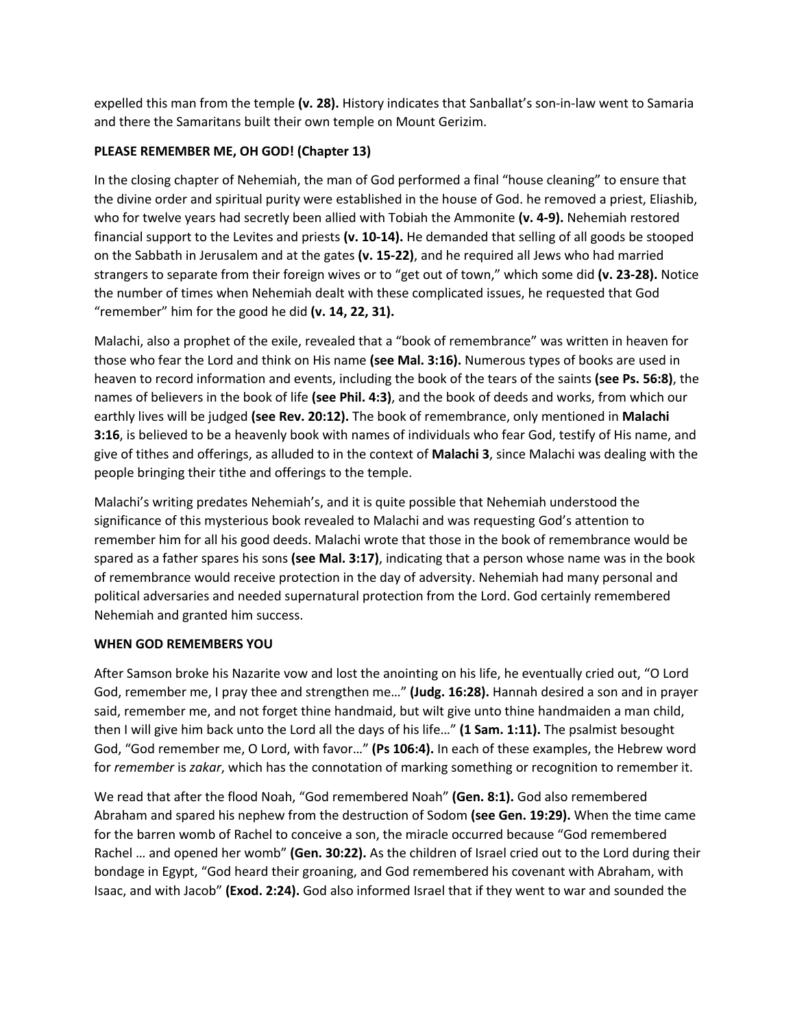expelled this man from the temple **(v. 28).** History indicates that Sanballat's son-in-law went to Samaria and there the Samaritans built their own temple on Mount Gerizim.

**PLEASE REMEMBER ME, OH GOD! (Chapter 13)**

In the closing chapter of Nehemiah, the man of God performed a final "house cleaning" to ensure that the divine order and spiritual purity were established in the house of God. he removed a priest, Eliashib, who for twelve years had secretly been allied with Tobiah the Ammonite **(v. 4-9).** Nehemiah restored financial support to the Levites and priests **(v. 10-14).** He demanded that selling of all goods be stooped on the Sabbath in Jerusalem and at the gates **(v. 15-22)**, and he required all Jews who had married strangers to separate from their foreign wives or to "get out of town," which some did **(v. 23-28).** Notice the number of times when Nehemiah dealt with these complicated issues, he requested that God "remember" him for the good he did **(v. 14, 22, 31).**

Malachi, also a prophet of the exile, revealed that a "book of remembrance" was written in heaven for those who fear the Lord and think on His name **(see Mal. 3:16).** Numerous types of books are used in heaven to record information and events, including the book of the tears of the saints **(see Ps. 56:8)**, the names of believers in the book of life **(see Phil. 4:3)**, and the book of deeds and works, from which our earthly lives will be judged **(see Rev. 20:12).** The book of remembrance, only mentioned in **Malachi 3:16**, is believed to be a heavenly book with names of individuals who fear God, testify of His name, and give of tithes and offerings, as alluded to in the context of **Malachi 3**, since Malachi was dealing with the people bringing their tithe and offerings to the temple.

Malachi's writing predates Nehemiah's, and it is quite possible that Nehemiah understood the significance of this mysterious book revealed to Malachi and was requesting God's attention to remember him for all his good deeds. Malachi wrote that those in the book of remembrance would be spared as a father spares his sons **(see Mal. 3:17)**, indicating that a person whose name was in the book of remembrance would receive protection in the day of adversity. Nehemiah had many personal and political adversaries and needed supernatural protection from the Lord. God certainly remembered Nehemiah and granted him success.

**WHEN GOD REMEMBERS YOU**

After Samson broke his Nazarite vow and lost the anointing on his life, he eventually cried out, "O Lord God, remember me, I pray thee and strengthen me…" **(Judg. 16:28).** Hannah desired a son and in prayer said, remember me, and not forget thine handmaid, but wilt give unto thine handmaiden a man child, then I will give him back unto the Lord all the days of his life…" **(1 Sam. 1:11).** The psalmist besought God, "God remember me, O Lord, with favor…" **(Ps 106:4).** In each of these examples, the Hebrew word for *remember* is *zakar*, which has the connotation of marking something or recognition to remember it.

We read that after the flood Noah, "God remembered Noah" **(Gen. 8:1).** God also remembered Abraham and spared his nephew from the destruction of Sodom **(see Gen. 19:29).** When the time came for the barren womb of Rachel to conceive a son, the miracle occurred because "God remembered Rachel … and opened her womb" **(Gen. 30:22).** As the children of Israel cried out to the Lord during their bondage in Egypt, "God heard their groaning, and God remembered his covenant with Abraham, with Isaac, and with Jacob" **(Exod. 2:24).** God also informed Israel that if they went to war and sounded the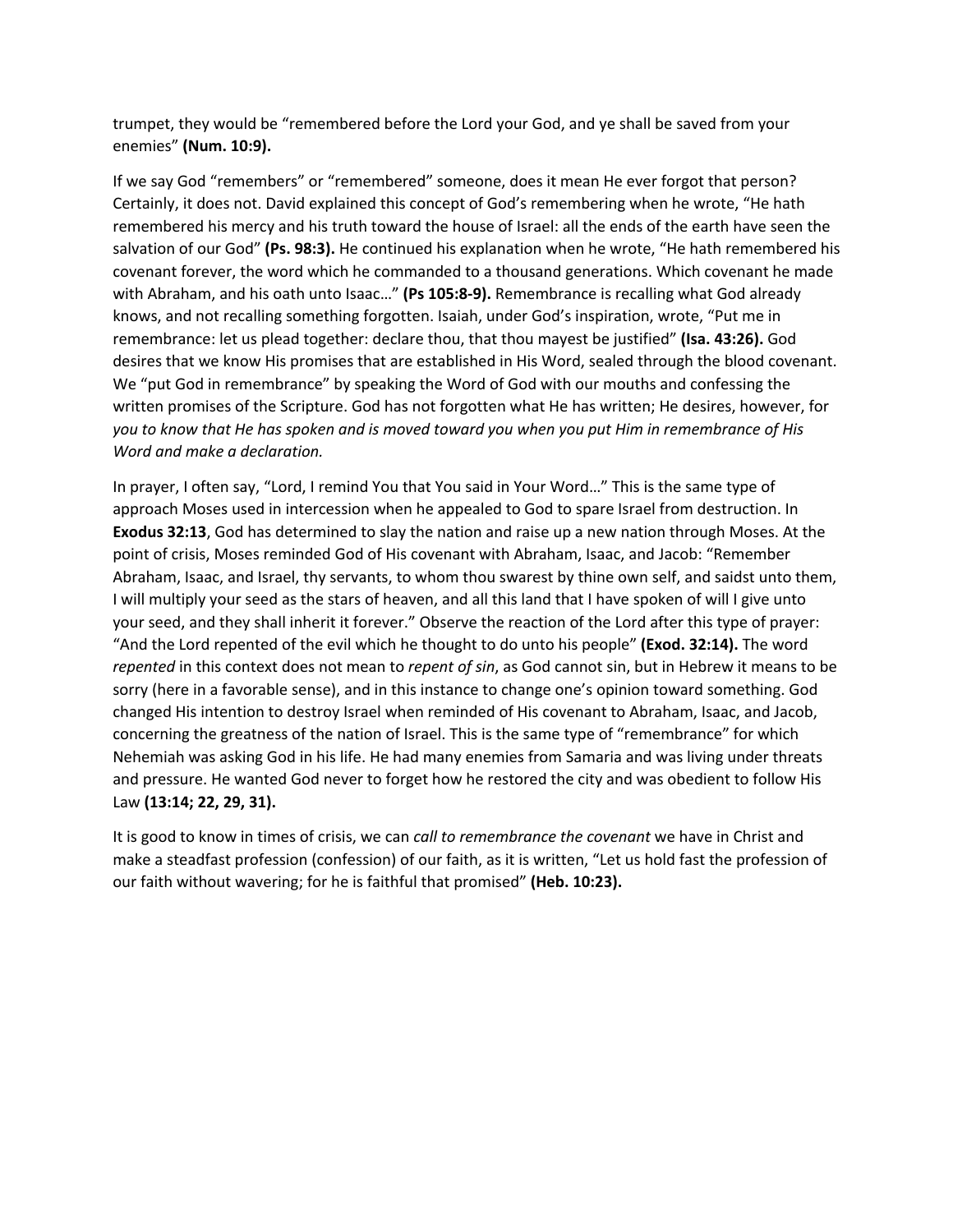trumpet, they would be "remembered before the Lord your God, and ye shall be saved from your enemies" **(Num. 10:9).**

If we say God "remembers" or "remembered" someone, does it mean He ever forgot that person? Certainly, it does not. David explained this concept of God's remembering when he wrote, "He hath remembered his mercy and his truth toward the house of Israel: all the ends of the earth have seen the salvation of our God" **(Ps. 98:3).** He continued his explanation when he wrote, "He hath remembered his covenant forever, the word which he commanded to a thousand generations. Which covenant he made with Abraham, and his oath unto Isaac…" **(Ps 105:8-9).** Remembrance is recalling what God already knows, and not recalling something forgotten. Isaiah, under God's inspiration, wrote, "Put me in remembrance: let us plead together: declare thou, that thou mayest be justified" **(Isa. 43:26).** God desires that we know His promises that are established in His Word, sealed through the blood covenant. We "put God in remembrance" by speaking the Word of God with our mouths and confessing the written promises of the Scripture. God has not forgotten what He has written; He desires, however, for *you to know that He has spoken and is moved toward you when you put Him in remembrance of His Word and make a declaration.*

In prayer, I often say, "Lord, I remind You that You said in Your Word…" This is the same type of approach Moses used in intercession when he appealed to God to spare Israel from destruction. In **Exodus 32:13**, God has determined to slay the nation and raise up a new nation through Moses. At the point of crisis, Moses reminded God of His covenant with Abraham, Isaac, and Jacob: "Remember Abraham, Isaac, and Israel, thy servants, to whom thou swarest by thine own self, and saidst unto them, I will multiply your seed as the stars of heaven, and all this land that I have spoken of will I give unto your seed, and they shall inherit it forever." Observe the reaction of the Lord after this type of prayer: "And the Lord repented of the evil which he thought to do unto his people" **(Exod. 32:14).** The word *repented* in this context does not mean to *repent of sin*, as God cannot sin, but in Hebrew it means to be sorry (here in a favorable sense), and in this instance to change one's opinion toward something. God changed His intention to destroy Israel when reminded of His covenant to Abraham, Isaac, and Jacob, concerning the greatness of the nation of Israel. This is the same type of "remembrance" for which Nehemiah was asking God in his life. He had many enemies from Samaria and was living under threats and pressure. He wanted God never to forget how he restored the city and was obedient to follow His Law **(13:14; 22, 29, 31).**

It is good to know in times of crisis, we can *call to remembrance the covenant* we have in Christ and make a steadfast profession (confession) of our faith, as it is written, "Let us hold fast the profession of our faith without wavering; for he is faithful that promised" **(Heb. 10:23).**